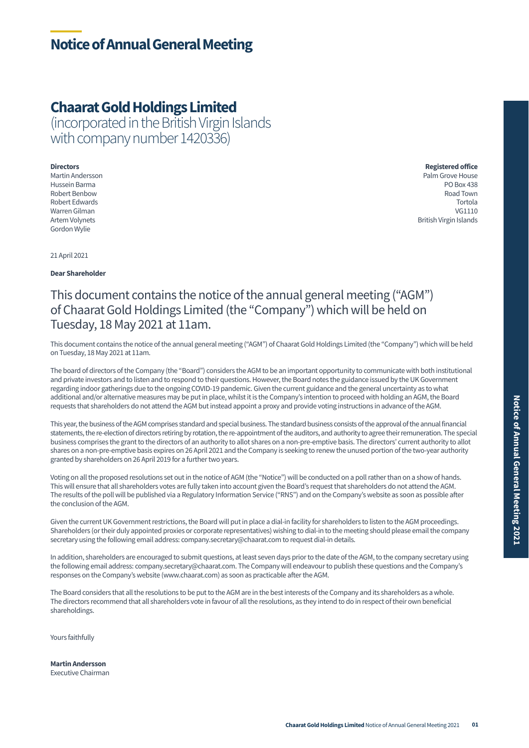# Notice of Annual General Meeting

## Chaarat Gold Holdings Limited

(incorporated in the British Virgin Islands with company number 1420336)

**Directors**
Martin Andersson
Hussein Barma
Robert Benbow
Robert Edwards
Warren Gilman
Artem Volynets
Gordon Wylie

**Registered office**
Palm Grove House
PO Box 438
Road Town
Tortola
VG1110
British Virgin Islands

21 April 2021

**Dear Shareholder**

### This document contains the notice of the annual general meeting ("AGM") of Chaarat Gold Holdings Limited (the "Company") which will be held on Tuesday, 18 May 2021 at 11am.

This document contains the notice of the annual general meeting ("AGM") of Chaarat Gold Holdings Limited (the "Company") which will be held on Tuesday, 18 May 2021 at 11am.

The board of directors of the Company (the "Board") considers the AGM to be an important opportunity to communicate with both institutional and private investors and to listen and to respond to their questions. However, the Board notes the guidance issued by the UK Government regarding indoor gatherings due to the ongoing COVID-19 pandemic. Given the current guidance and the general uncertainty as to what additional and/or alternative measures may be put in place, whilst it is the Company's intention to proceed with holding an AGM, the Board requests that shareholders do not attend the AGM but instead appoint a proxy and provide voting instructions in advance of the AGM.

This year, the business of the AGM comprises standard and special business. The standard business consists of the approval of the annual financial statements, the re-election of directors retiring by rotation, the re-appointment of the auditors, and authority to agree their remuneration. The special business comprises the grant to the directors of an authority to allot shares on a non-pre-emptive basis. The directors' current authority to allot shares on a non-pre-emptive basis expires on 26 April 2021 and the Company is seeking to renew the unused portion of the two-year authority granted by shareholders on 26 April 2019 for a further two years.

Voting on all the proposed resolutions set out in the notice of AGM (the "Notice") will be conducted on a poll rather than on a show of hands. This will ensure that all shareholders votes are fully taken into account given the Board's request that shareholders do not attend the AGM. The results of the poll will be published via a Regulatory Information Service ("RNS") and on the Company's website as soon as possible after the conclusion of the AGM.

Given the current UK Government restrictions, the Board will put in place a dial-in facility for shareholders to listen to the AGM proceedings. Shareholders (or their duly appointed proxies or corporate representatives) wishing to dial-in to the meeting should please email the company secretary using the following email address: company.secretary@chaarat.com to request dial-in details.

In addition, shareholders are encouraged to submit questions, at least seven days prior to the date of the AGM, to the company secretary using the following email address: company.secretary@chaarat.com. The Company will endeavour to publish these questions and the Company's responses on the Company's website (www.chaarat.com) as soon as practicable after the AGM.

The Board considers that all the resolutions to be put to the AGM are in the best interests of the Company and its shareholders as a whole. The directors recommend that all shareholders vote in favour of all the resolutions, as they intend to do in respect of their own beneficial shareholdings.

Yours faithfully

**Martin Andersson**
Executive Chairman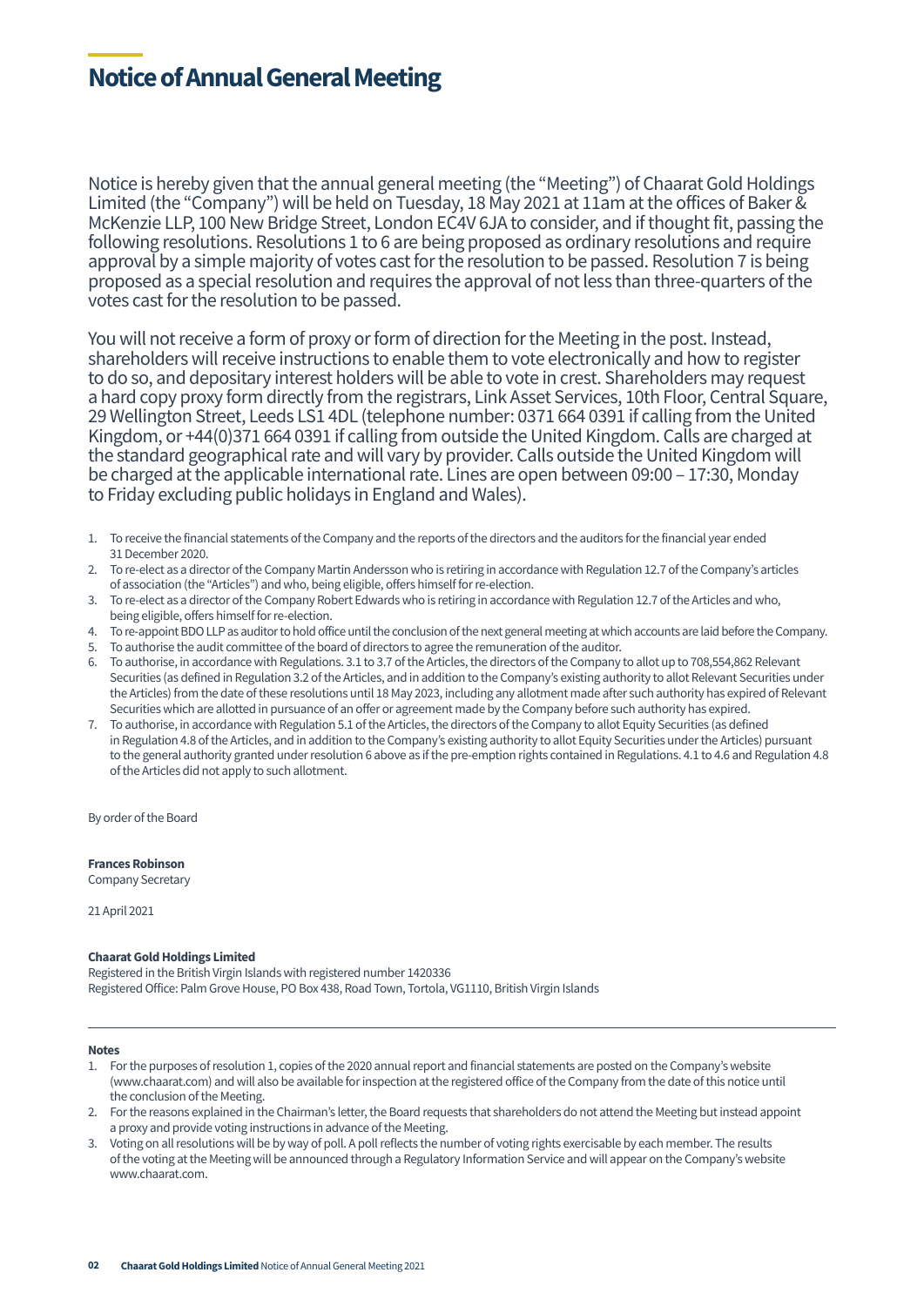# Notice of Annual General Meeting

Notice is hereby given that the annual general meeting (the "Meeting") of Chaarat Gold Holdings Limited (the "Company") will be held on Tuesday, 18 May 2021 at 11am at the offices of Baker & McKenzie LLP, 100 New Bridge Street, London EC4V 6JA to consider, and if thought fit, passing the following resolutions. Resolutions 1 to 6 are being proposed as ordinary resolutions and require approval by a simple majority of votes cast for the resolution to be passed. Resolution 7 is being proposed as a special resolution and requires the approval of not less than three-quarters of the votes cast for the resolution to be passed.

You will not receive a form of proxy or form of direction for the Meeting in the post. Instead, shareholders will receive instructions to enable them to vote electronically and how to register to do so, and depositary interest holders will be able to vote in crest. Shareholders may request a hard copy proxy form directly from the registrars, Link Asset Services, 10th Floor, Central Square, 29 Wellington Street, Leeds LS1 4DL (telephone number: 0371 664 0391 if calling from the United Kingdom, or +44(0)371 664 0391 if calling from outside the United Kingdom. Calls are charged at the standard geographical rate and will vary by provider. Calls outside the United Kingdom will be charged at the applicable international rate. Lines are open between 09:00 – 17:30, Monday to Friday excluding public holidays in England and Wales).

1. To receive the financial statements of the Company and the reports of the directors and the auditors for the financial year ended 31 December 2020.
2. To re-elect as a director of the Company Martin Andersson who is retiring in accordance with Regulation 12.7 of the Company's articles of association (the "Articles") and who, being eligible, offers himself for re-election.
3. To re-elect as a director of the Company Robert Edwards who is retiring in accordance with Regulation 12.7 of the Articles and who, being eligible, offers himself for re-election.
4. To re-appoint BDO LLP as auditor to hold office until the conclusion of the next general meeting at which accounts are laid before the Company.
5. To authorise the audit committee of the board of directors to agree the remuneration of the auditor.
6. To authorise, in accordance with Regulations. 3.1 to 3.7 of the Articles, the directors of the Company to allot up to 708,554,862 Relevant Securities (as defined in Regulation 3.2 of the Articles, and in addition to the Company's existing authority to allot Relevant Securities under the Articles) from the date of these resolutions until 18 May 2023, including any allotment made after such authority has expired of Relevant Securities which are allotted in pursuance of an offer or agreement made by the Company before such authority has expired.
7. To authorise, in accordance with Regulation 5.1 of the Articles, the directors of the Company to allot Equity Securities (as defined in Regulation 4.8 of the Articles, and in addition to the Company's existing authority to allot Equity Securities under the Articles) pursuant to the general authority granted under resolution 6 above as if the pre-emption rights contained in Regulations. 4.1 to 4.6 and Regulation 4.8 of the Articles did not apply to such allotment.

By order of the Board

**Frances Robinson**
Company Secretary

21 April 2021

**Chaarat Gold Holdings Limited**
Registered in the British Virgin Islands with registered number 1420336
Registered Office: Palm Grove House, PO Box 438, Road Town, Tortola, VG1110, British Virgin Islands

---

**Notes**

1. For the purposes of resolution 1, copies of the 2020 annual report and financial statements are posted on the Company's website (www.chaarat.com) and will also be available for inspection at the registered office of the Company from the date of this notice until the conclusion of the Meeting.
2. For the reasons explained in the Chairman's letter, the Board requests that shareholders do not attend the Meeting but instead appoint a proxy and provide voting instructions in advance of the Meeting.
3. Voting on all resolutions will be by way of poll. A poll reflects the number of voting rights exercisable by each member. The results of the voting at the Meeting will be announced through a Regulatory Information Service and will appear on the Company's website www.chaarat.com.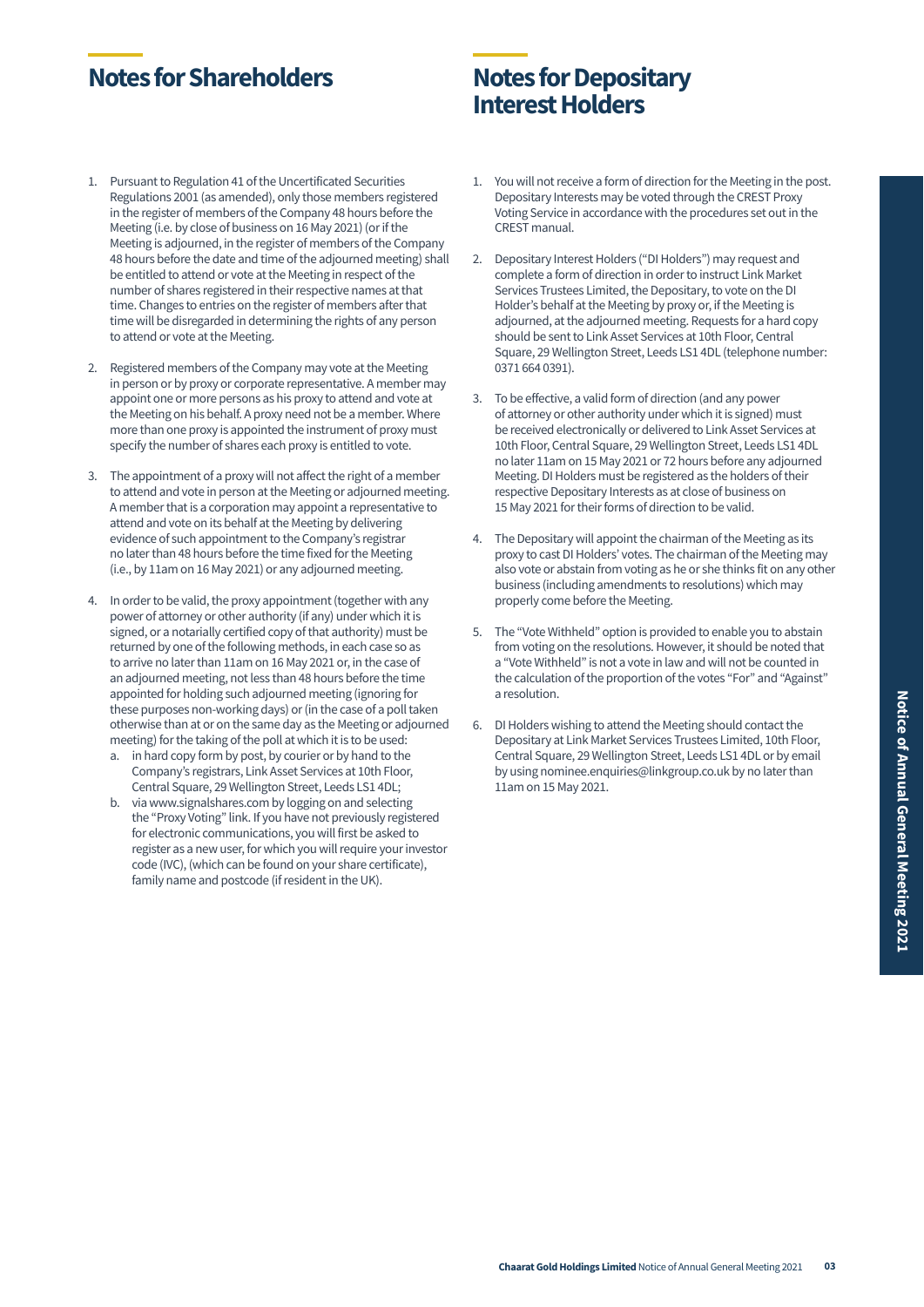## Notes for Shareholders

1. Pursuant to Regulation 41 of the Uncertificated Securities Regulations 2001 (as amended), only those members registered in the register of members of the Company 48 hours before the Meeting (i.e. by close of business on 16 May 2021) (or if the Meeting is adjourned, in the register of members of the Company 48 hours before the date and time of the adjourned meeting) shall be entitled to attend or vote at the Meeting in respect of the number of shares registered in their respective names at that time. Changes to entries on the register of members after that time will be disregarded in determining the rights of any person to attend or vote at the Meeting.

2. Registered members of the Company may vote at the Meeting in person or by proxy or corporate representative. A member may appoint one or more persons as his proxy to attend and vote at the Meeting on his behalf. A proxy need not be a member. Where more than one proxy is appointed the instrument of proxy must specify the number of shares each proxy is entitled to vote.

3. The appointment of a proxy will not affect the right of a member to attend and vote in person at the Meeting or adjourned meeting. A member that is a corporation may appoint a representative to attend and vote on its behalf at the Meeting by delivering evidence of such appointment to the Company's registrar no later than 48 hours before the time fixed for the Meeting (i.e., by 11am on 16 May 2021) or any adjourned meeting.

4. In order to be valid, the proxy appointment (together with any power of attorney or other authority (if any) under which it is signed, or a notarially certified copy of that authority) must be returned by one of the following methods, in each case so as to arrive no later than 11am on 16 May 2021 or, in the case of an adjourned meeting, not less than 48 hours before the time appointed for holding such adjourned meeting (ignoring for these purposes non-working days) or (in the case of a poll taken otherwise than at or on the same day as the Meeting or adjourned meeting) for the taking of the poll at which it is to be used:
   a. in hard copy form by post, by courier or by hand to the Company's registrars, Link Asset Services at 10th Floor, Central Square, 29 Wellington Street, Leeds LS1 4DL;
   b. via www.signalshares.com by logging on and selecting the "Proxy Voting" link. If you have not previously registered for electronic communications, you will first be asked to register as a new user, for which you will require your investor code (IVC), (which can be found on your share certificate), family name and postcode (if resident in the UK).

## Notes for Depositary Interest Holders

1. You will not receive a form of direction for the Meeting in the post. Depositary Interests may be voted through the CREST Proxy Voting Service in accordance with the procedures set out in the CREST manual.

2. Depositary Interest Holders ("DI Holders") may request and complete a form of direction in order to instruct Link Market Services Trustees Limited, the Depositary, to vote on the DI Holder's behalf at the Meeting by proxy or, if the Meeting is adjourned, at the adjourned meeting. Requests for a hard copy should be sent to Link Asset Services at 10th Floor, Central Square, 29 Wellington Street, Leeds LS1 4DL (telephone number: 0371 664 0391).

3. To be effective, a valid form of direction (and any power of attorney or other authority under which it is signed) must be received electronically or delivered to Link Asset Services at 10th Floor, Central Square, 29 Wellington Street, Leeds LS1 4DL no later 11am on 15 May 2021 or 72 hours before any adjourned Meeting. DI Holders must be registered as the holders of their respective Depositary Interests as at close of business on 15 May 2021 for their forms of direction to be valid.

4. The Depositary will appoint the chairman of the Meeting as its proxy to cast DI Holders' votes. The chairman of the Meeting may also vote or abstain from voting as he or she thinks fit on any other business (including amendments to resolutions) which may properly come before the Meeting.

5. The "Vote Withheld" option is provided to enable you to abstain from voting on the resolutions. However, it should be noted that a "Vote Withheld" is not a vote in law and will not be counted in the calculation of the proportion of the votes "For" and "Against" a resolution.

6. DI Holders wishing to attend the Meeting should contact the Depositary at Link Market Services Trustees Limited, 10th Floor, Central Square, 29 Wellington Street, Leeds LS1 4DL or by email by using nominee.enquiries@linkgroup.co.uk by no later than 11am on 15 May 2021.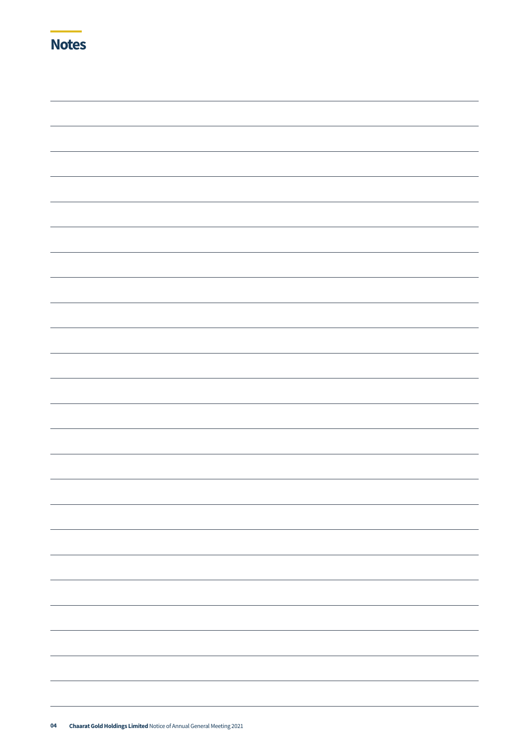# Notes